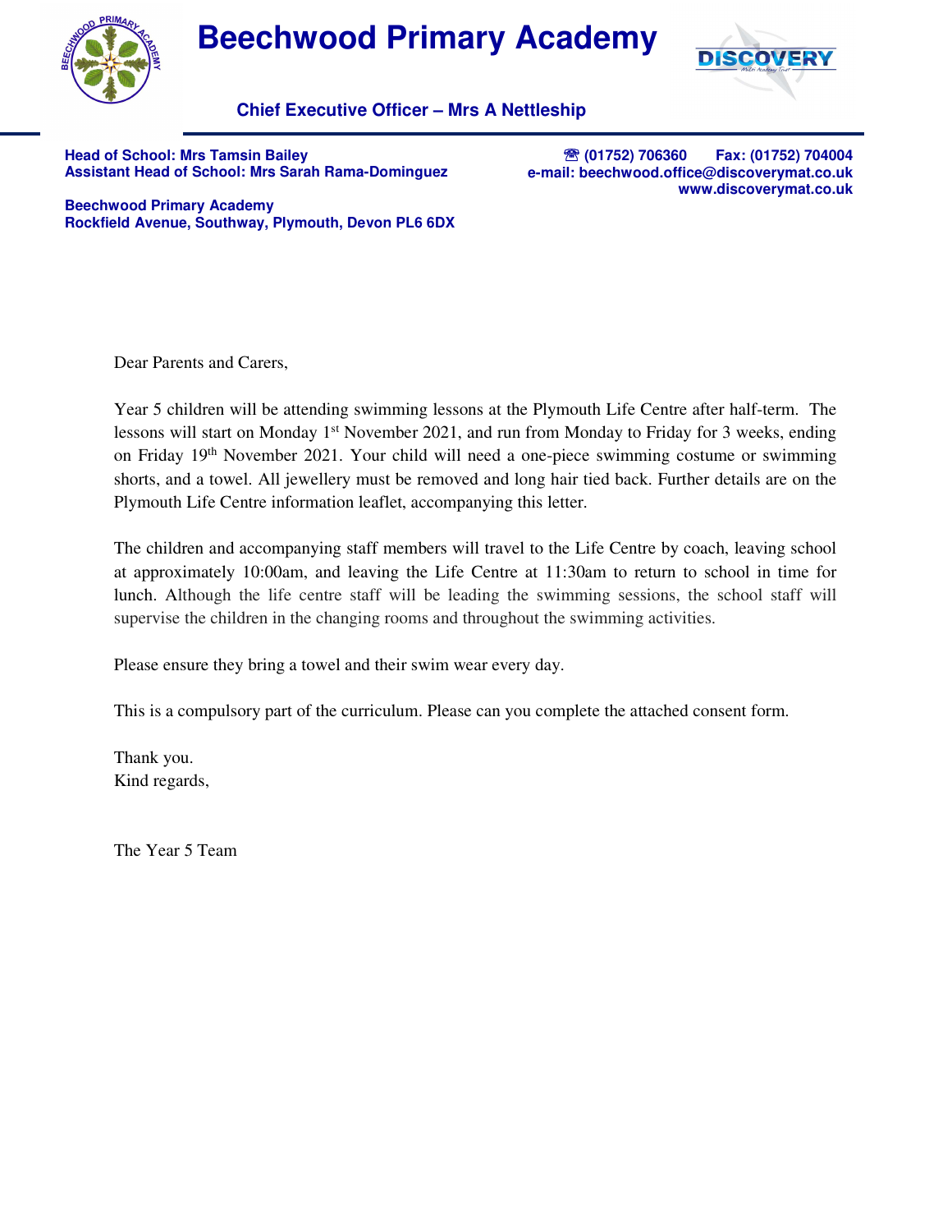# Beechwood Primary Academy

**Chief Executive Officer – Mrs A Nettleship**

**Head of School: Mrs Tamsin Bailey**
**Assistant Head of School: Mrs Sarah Rama-Dominguez**

**Beechwood Primary Academy**
**Rockfield Avenue, Southway, Plymouth, Devon PL6 6DX**

**☎ (01752) 706360 Fax: (01752) 704004**
**e-mail: beechwood.office@discoverymat.co.uk**
**www.discoverymat.co.uk**

Dear Parents and Carers,

Year 5 children will be attending swimming lessons at the Plymouth Life Centre after half-term. The lessons will start on Monday 1st November 2021, and run from Monday to Friday for 3 weeks, ending on Friday 19th November 2021. Your child will need a one-piece swimming costume or swimming shorts, and a towel. All jewellery must be removed and long hair tied back. Further details are on the Plymouth Life Centre information leaflet, accompanying this letter.

The children and accompanying staff members will travel to the Life Centre by coach, leaving school at approximately 10:00am, and leaving the Life Centre at 11:30am to return to school in time for lunch. Although the life centre staff will be leading the swimming sessions, the school staff will supervise the children in the changing rooms and throughout the swimming activities.

Please ensure they bring a towel and their swim wear every day.

This is a compulsory part of the curriculum. Please can you complete the attached consent form.

Thank you.
Kind regards,

The Year 5 Team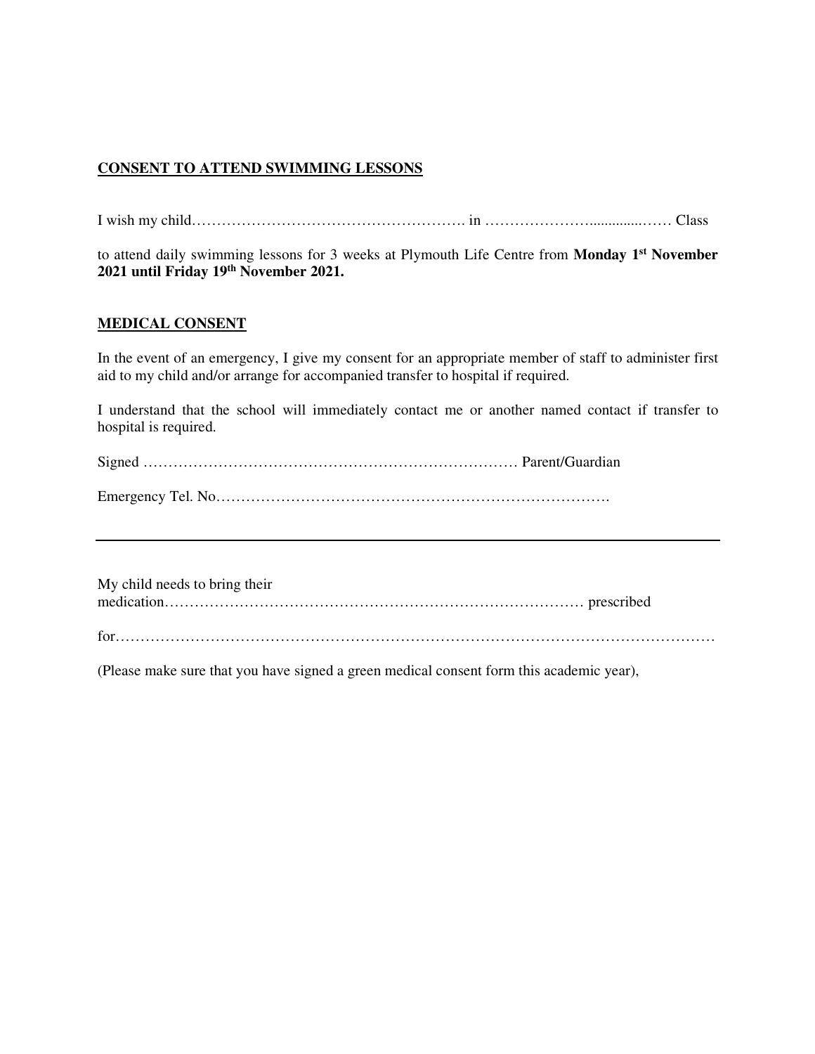**CONSENT TO ATTEND SWIMMING LESSONS**

I wish my child………………………………………………. in …………………..............…… Class

to attend daily swimming lessons for 3 weeks at Plymouth Life Centre from **Monday 1st November 2021 until Friday 19th November 2021.**

**MEDICAL CONSENT**

In the event of an emergency, I give my consent for an appropriate member of staff to administer first aid to my child and/or arrange for accompanied transfer to hospital if required.

I understand that the school will immediately contact me or another named contact if transfer to hospital is required.

Signed ………………………………………………………………… Parent/Guardian

Emergency Tel. No……………………………………………………………………….

---

My child needs to bring their medication………………………………………………………………………… prescribed

for……………………………………………………………………………………………………

(Please make sure that you have signed a green medical consent form this academic year),